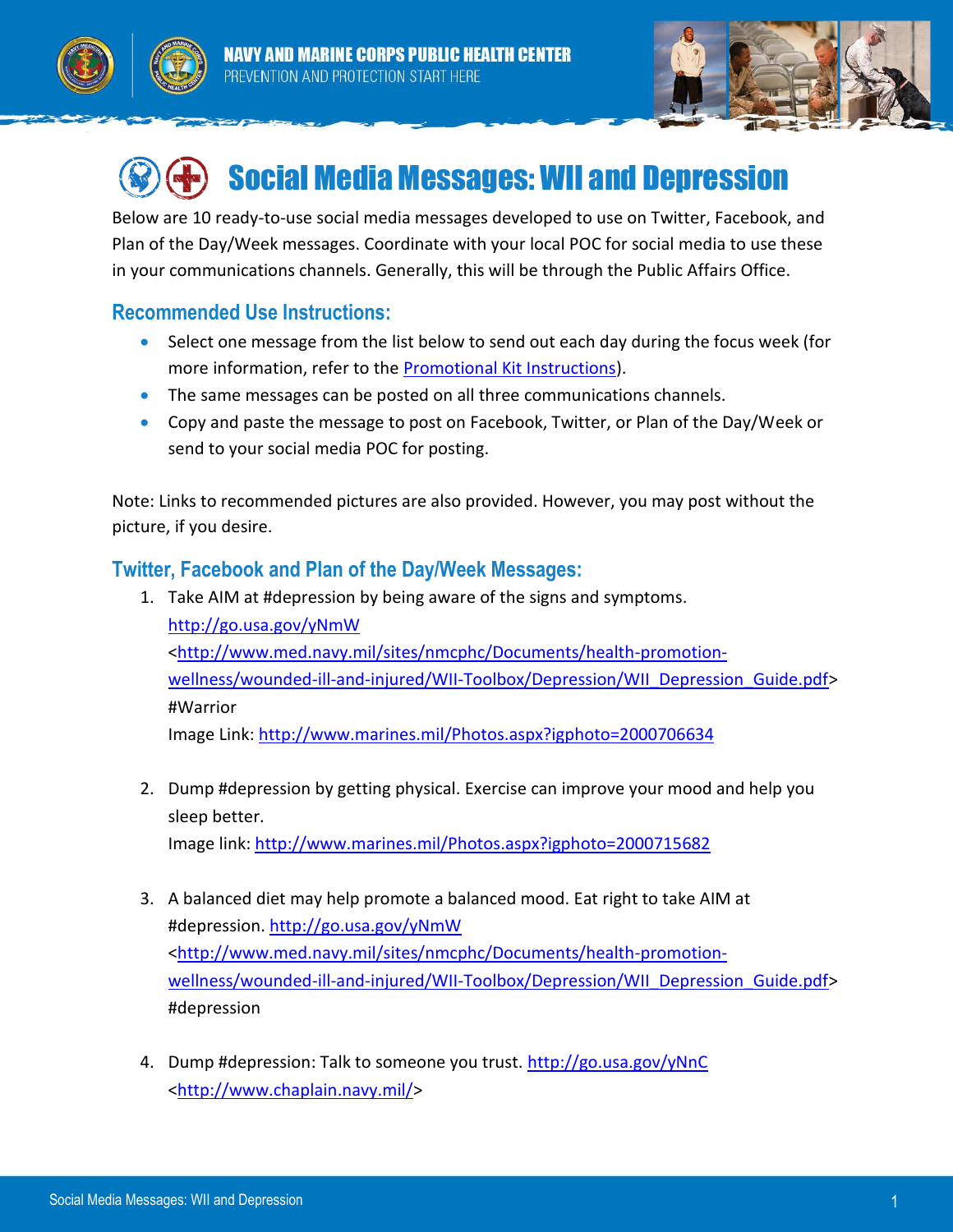NAVY AND MARINE CORPS PUBLIC HEALTH CENTER
PREVENTION AND PROTECTION START HERE

# Social Media Messages: WII and Depression

Below are 10 ready-to-use social media messages developed to use on Twitter, Facebook, and Plan of the Day/Week messages. Coordinate with your local POC for social media to use these in your communications channels. Generally, this will be through the Public Affairs Office.

## Recommended Use Instructions:

- Select one message from the list below to send out each day during the focus week (for more information, refer to the Promotional Kit Instructions).
- The same messages can be posted on all three communications channels.
- Copy and paste the message to post on Facebook, Twitter, or Plan of the Day/Week or send to your social media POC for posting.

Note: Links to recommended pictures are also provided. However, you may post without the picture, if you desire.

## Twitter, Facebook and Plan of the Day/Week Messages:

1. Take AIM at #depression by being aware of the signs and symptoms. http://go.usa.gov/yNmW <http://www.med.navy.mil/sites/nmcphc/Documents/health-promotion-wellness/wounded-ill-and-injured/WII-Toolbox/Depression/WII_Depression_Guide.pdf> #Warrior
   Image Link: http://www.marines.mil/Photos.aspx?igphoto=2000706634

2. Dump #depression by getting physical. Exercise can improve your mood and help you sleep better.
   Image link: http://www.marines.mil/Photos.aspx?igphoto=2000715682

3. A balanced diet may help promote a balanced mood. Eat right to take AIM at #depression. http://go.usa.gov/yNmW <http://www.med.navy.mil/sites/nmcphc/Documents/health-promotion-wellness/wounded-ill-and-injured/WII-Toolbox/Depression/WII_Depression_Guide.pdf> #depression

4. Dump #depression: Talk to someone you trust. http://go.usa.gov/yNnC <http://www.chaplain.navy.mil/>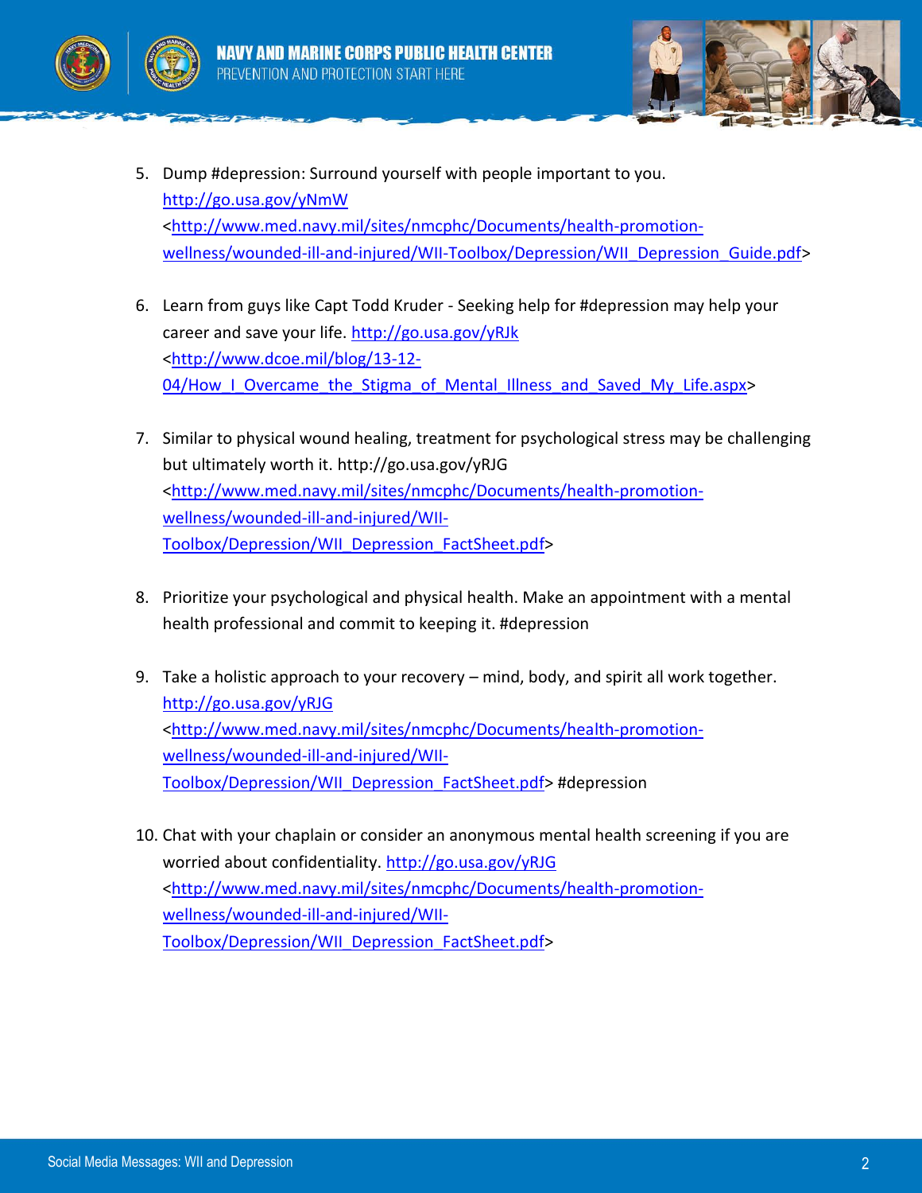5. Dump #depression: Surround yourself with people important to you. http://go.usa.gov/yNmW <http://www.med.navy.mil/sites/nmcphc/Documents/health-promotion-wellness/wounded-ill-and-injured/WII-Toolbox/Depression/WII_Depression_Guide.pdf>

6. Learn from guys like Capt Todd Kruder - Seeking help for #depression may help your career and save your life. http://go.usa.gov/yRJk <http://www.dcoe.mil/blog/13-12-04/How_I_Overcame_the_Stigma_of_Mental_Illness_and_Saved_My_Life.aspx>

7. Similar to physical wound healing, treatment for psychological stress may be challenging but ultimately worth it. http://go.usa.gov/yRJG <http://www.med.navy.mil/sites/nmcphc/Documents/health-promotion-wellness/wounded-ill-and-injured/WII-Toolbox/Depression/WII_Depression_FactSheet.pdf>

8. Prioritize your psychological and physical health. Make an appointment with a mental health professional and commit to keeping it. #depression

9. Take a holistic approach to your recovery – mind, body, and spirit all work together. http://go.usa.gov/yRJG <http://www.med.navy.mil/sites/nmcphc/Documents/health-promotion-wellness/wounded-ill-and-injured/WII-Toolbox/Depression/WII_Depression_FactSheet.pdf> #depression

10. Chat with your chaplain or consider an anonymous mental health screening if you are worried about confidentiality. http://go.usa.gov/yRJG <http://www.med.navy.mil/sites/nmcphc/Documents/health-promotion-wellness/wounded-ill-and-injured/WII-Toolbox/Depression/WII_Depression_FactSheet.pdf>